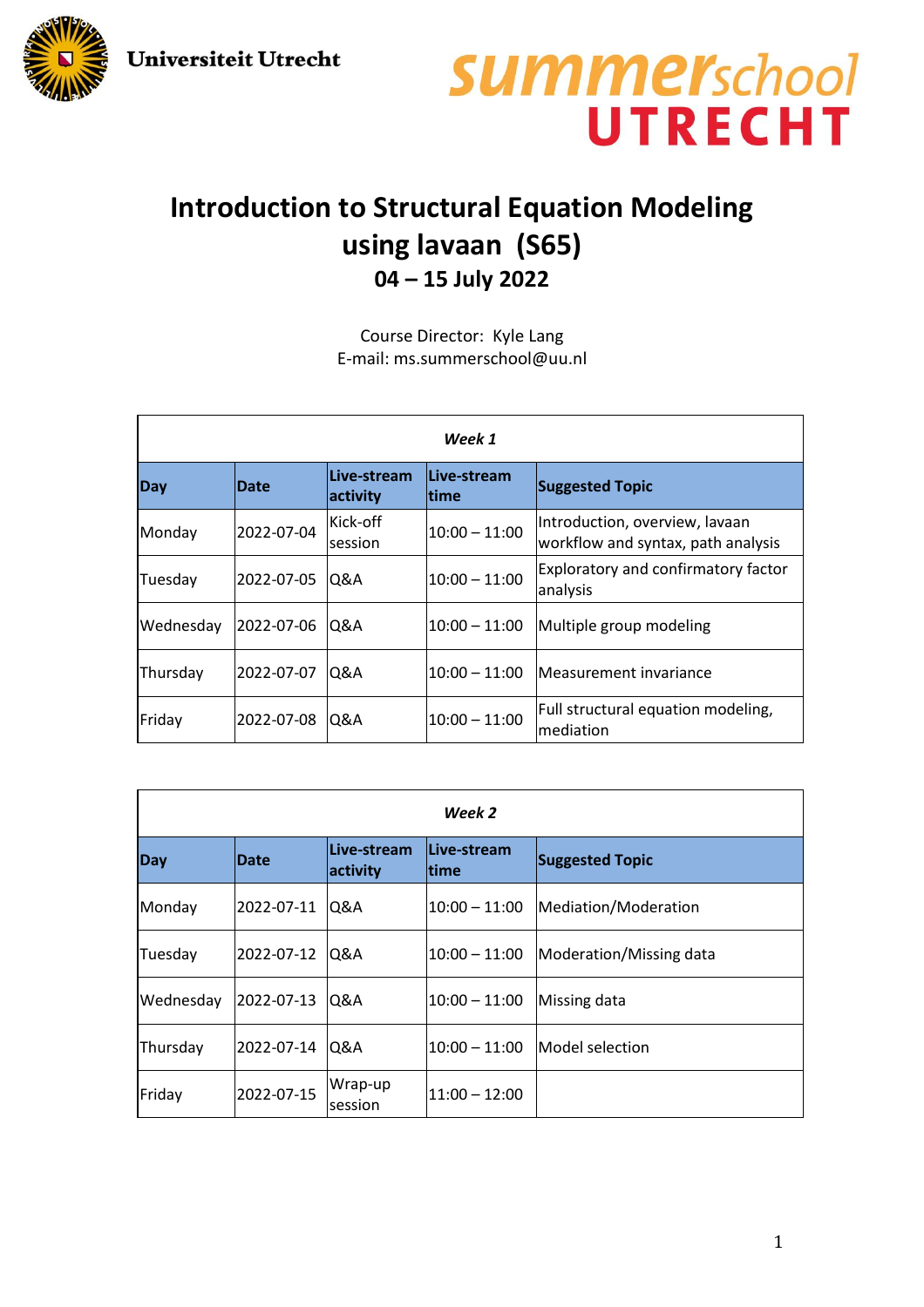Universiteit Utrecht

summerschool UTRECHT

# Introduction to Structural Equation Modeling using lavaan (S65)

## 04 – 15 July 2022

Course Director: Kyle Lang
E-mail: ms.summerschool@uu.nl

| *Week 1* | | | | |
|---|---|---|---|---|
| **Day** | **Date** | **Live-stream activity** | **Live-stream time** | **Suggested Topic** |
| Monday | 2022-07-04 | Kick-off session | 10:00 – 11:00 | Introduction, overview, lavaan workflow and syntax, path analysis |
| Tuesday | 2022-07-05 | Q&A | 10:00 – 11:00 | Exploratory and confirmatory factor analysis |
| Wednesday | 2022-07-06 | Q&A | 10:00 – 11:00 | Multiple group modeling |
| Thursday | 2022-07-07 | Q&A | 10:00 – 11:00 | Measurement invariance |
| Friday | 2022-07-08 | Q&A | 10:00 – 11:00 | Full structural equation modeling, mediation |

| *Week 2* | | | | |
|---|---|---|---|---|
| **Day** | **Date** | **Live-stream activity** | **Live-stream time** | **Suggested Topic** |
| Monday | 2022-07-11 | Q&A | 10:00 – 11:00 | Mediation/Moderation |
| Tuesday | 2022-07-12 | Q&A | 10:00 – 11:00 | Moderation/Missing data |
| Wednesday | 2022-07-13 | Q&A | 10:00 – 11:00 | Missing data |
| Thursday | 2022-07-14 | Q&A | 10:00 – 11:00 | Model selection |
| Friday | 2022-07-15 | Wrap-up session | 11:00 – 12:00 | |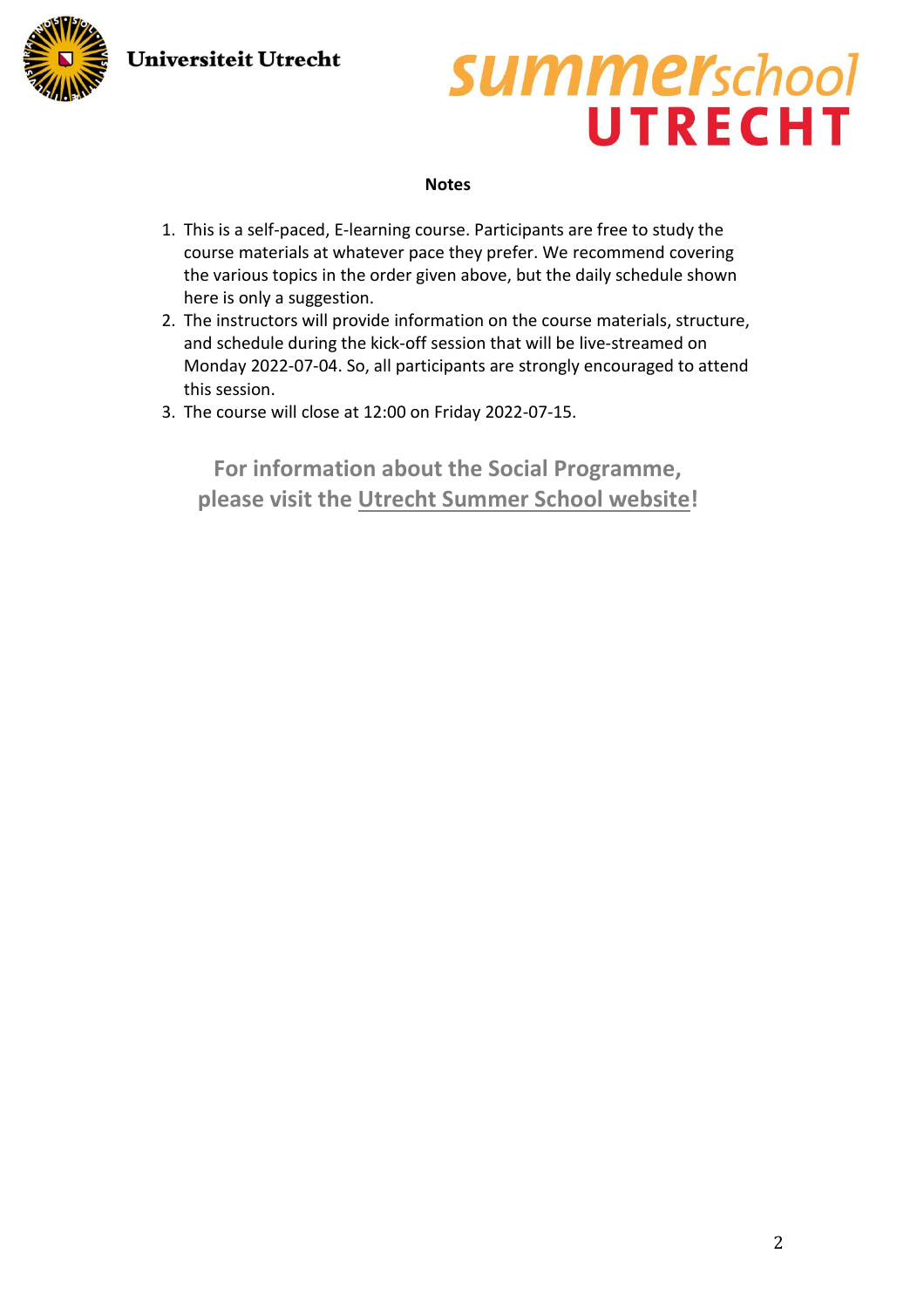**Notes**

1. This is a self-paced, E-learning course. Participants are free to study the course materials at whatever pace they prefer. We recommend covering the various topics in the order given above, but the daily schedule shown here is only a suggestion.
2. The instructors will provide information on the course materials, structure, and schedule during the kick-off session that will be live-streamed on Monday 2022-07-04. So, all participants are strongly encouraged to attend this session.
3. The course will close at 12:00 on Friday 2022-07-15.

**For information about the Social Programme, please visit the Utrecht Summer School website!**